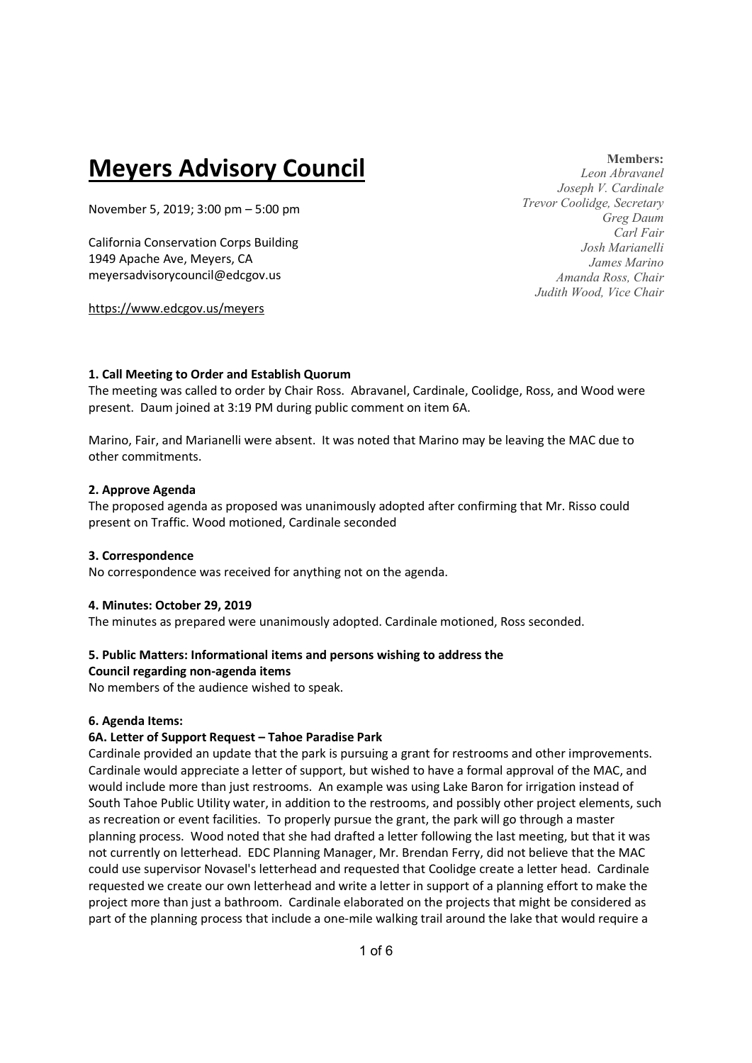# Meyers Advisory Council

November 5, 2019; 3:00 pm – 5:00 pm

California Conservation Corps Building
1949 Apache Ave, Meyers, CA
meyersadvisorycouncil@edcgov.us

https://www.edcgov.us/meyers

**Members:**
*Leon Abravanel*
*Joseph V. Cardinale*
*Trevor Coolidge, Secretary*
*Greg Daum*
*Carl Fair*
*Josh Marianelli*
*James Marino*
*Amanda Ross, Chair*
*Judith Wood, Vice Chair*

**1. Call Meeting to Order and Establish Quorum**

The meeting was called to order by Chair Ross. Abravanel, Cardinale, Coolidge, Ross, and Wood were present. Daum joined at 3:19 PM during public comment on item 6A.

Marino, Fair, and Marianelli were absent. It was noted that Marino may be leaving the MAC due to other commitments.

**2. Approve Agenda**

The proposed agenda as proposed was unanimously adopted after confirming that Mr. Risso could present on Traffic. Wood motioned, Cardinale seconded

**3. Correspondence**

No correspondence was received for anything not on the agenda.

**4. Minutes: October 29, 2019**

The minutes as prepared were unanimously adopted. Cardinale motioned, Ross seconded.

**5. Public Matters: Informational items and persons wishing to address the Council regarding non-agenda items**

No members of the audience wished to speak.

**6. Agenda Items:**

**6A. Letter of Support Request – Tahoe Paradise Park**

Cardinale provided an update that the park is pursuing a grant for restrooms and other improvements. Cardinale would appreciate a letter of support, but wished to have a formal approval of the MAC, and would include more than just restrooms. An example was using Lake Baron for irrigation instead of South Tahoe Public Utility water, in addition to the restrooms, and possibly other project elements, such as recreation or event facilities. To properly pursue the grant, the park will go through a master planning process. Wood noted that she had drafted a letter following the last meeting, but that it was not currently on letterhead. EDC Planning Manager, Mr. Brendan Ferry, did not believe that the MAC could use supervisor Novasel's letterhead and requested that Coolidge create a letter head. Cardinale requested we create our own letterhead and write a letter in support of a planning effort to make the project more than just a bathroom. Cardinale elaborated on the projects that might be considered as part of the planning process that include a one-mile walking trail around the lake that would require a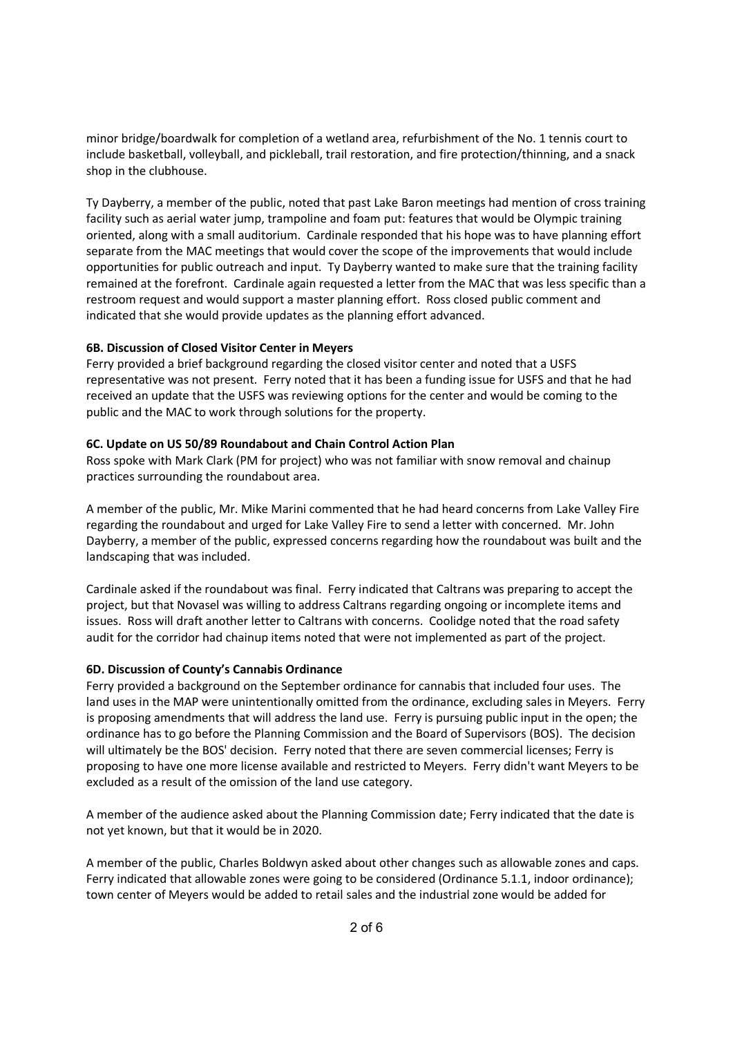minor bridge/boardwalk for completion of a wetland area, refurbishment of the No. 1 tennis court to include basketball, volleyball, and pickleball, trail restoration, and fire protection/thinning, and a snack shop in the clubhouse.

Ty Dayberry, a member of the public, noted that past Lake Baron meetings had mention of cross training facility such as aerial water jump, trampoline and foam put: features that would be Olympic training oriented, along with a small auditorium. Cardinale responded that his hope was to have planning effort separate from the MAC meetings that would cover the scope of the improvements that would include opportunities for public outreach and input. Ty Dayberry wanted to make sure that the training facility remained at the forefront. Cardinale again requested a letter from the MAC that was less specific than a restroom request and would support a master planning effort. Ross closed public comment and indicated that she would provide updates as the planning effort advanced.

**6B. Discussion of Closed Visitor Center in Meyers**

Ferry provided a brief background regarding the closed visitor center and noted that a USFS representative was not present. Ferry noted that it has been a funding issue for USFS and that he had received an update that the USFS was reviewing options for the center and would be coming to the public and the MAC to work through solutions for the property.

**6C. Update on US 50/89 Roundabout and Chain Control Action Plan**

Ross spoke with Mark Clark (PM for project) who was not familiar with snow removal and chainup practices surrounding the roundabout area.

A member of the public, Mr. Mike Marini commented that he had heard concerns from Lake Valley Fire regarding the roundabout and urged for Lake Valley Fire to send a letter with concerned. Mr. John Dayberry, a member of the public, expressed concerns regarding how the roundabout was built and the landscaping that was included.

Cardinale asked if the roundabout was final. Ferry indicated that Caltrans was preparing to accept the project, but that Novasel was willing to address Caltrans regarding ongoing or incomplete items and issues. Ross will draft another letter to Caltrans with concerns. Coolidge noted that the road safety audit for the corridor had chainup items noted that were not implemented as part of the project.

**6D. Discussion of County's Cannabis Ordinance**

Ferry provided a background on the September ordinance for cannabis that included four uses. The land uses in the MAP were unintentionally omitted from the ordinance, excluding sales in Meyers. Ferry is proposing amendments that will address the land use. Ferry is pursuing public input in the open; the ordinance has to go before the Planning Commission and the Board of Supervisors (BOS). The decision will ultimately be the BOS' decision. Ferry noted that there are seven commercial licenses; Ferry is proposing to have one more license available and restricted to Meyers. Ferry didn't want Meyers to be excluded as a result of the omission of the land use category.

A member of the audience asked about the Planning Commission date; Ferry indicated that the date is not yet known, but that it would be in 2020.

A member of the public, Charles Boldwyn asked about other changes such as allowable zones and caps. Ferry indicated that allowable zones were going to be considered (Ordinance 5.1.1, indoor ordinance); town center of Meyers would be added to retail sales and the industrial zone would be added for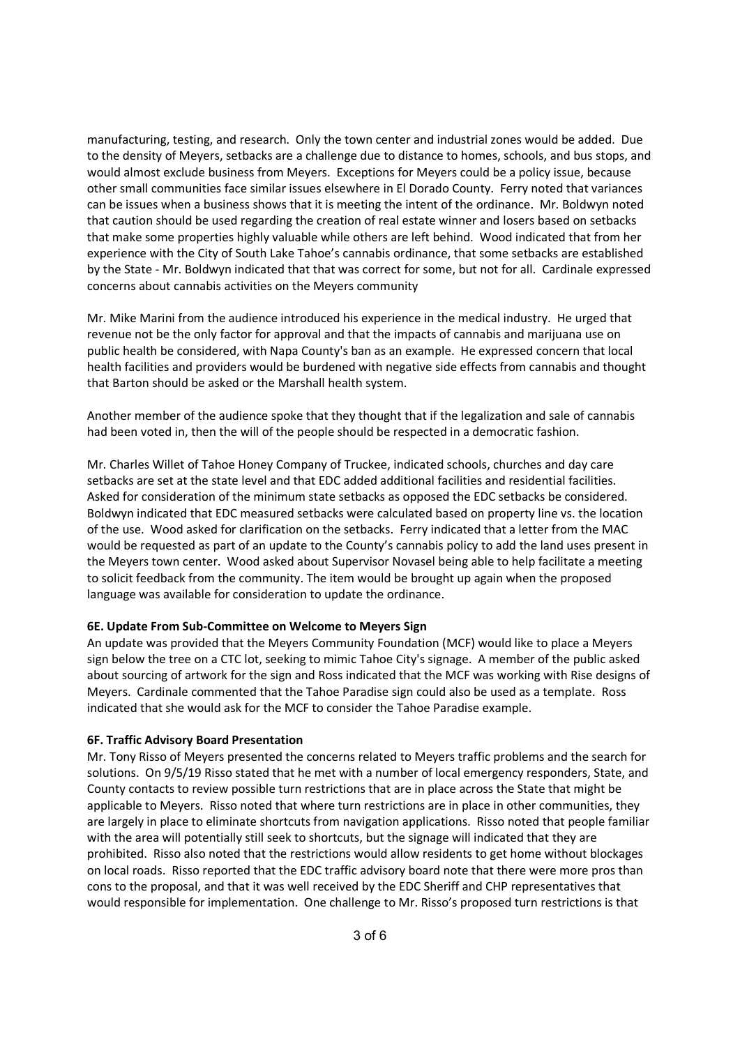manufacturing, testing, and research. Only the town center and industrial zones would be added. Due to the density of Meyers, setbacks are a challenge due to distance to homes, schools, and bus stops, and would almost exclude business from Meyers. Exceptions for Meyers could be a policy issue, because other small communities face similar issues elsewhere in El Dorado County. Ferry noted that variances can be issues when a business shows that it is meeting the intent of the ordinance. Mr. Boldwyn noted that caution should be used regarding the creation of real estate winner and losers based on setbacks that make some properties highly valuable while others are left behind. Wood indicated that from her experience with the City of South Lake Tahoe's cannabis ordinance, that some setbacks are established by the State - Mr. Boldwyn indicated that that was correct for some, but not for all. Cardinale expressed concerns about cannabis activities on the Meyers community

Mr. Mike Marini from the audience introduced his experience in the medical industry. He urged that revenue not be the only factor for approval and that the impacts of cannabis and marijuana use on public health be considered, with Napa County's ban as an example. He expressed concern that local health facilities and providers would be burdened with negative side effects from cannabis and thought that Barton should be asked or the Marshall health system.

Another member of the audience spoke that they thought that if the legalization and sale of cannabis had been voted in, then the will of the people should be respected in a democratic fashion.

Mr. Charles Willet of Tahoe Honey Company of Truckee, indicated schools, churches and day care setbacks are set at the state level and that EDC added additional facilities and residential facilities. Asked for consideration of the minimum state setbacks as opposed the EDC setbacks be considered. Boldwyn indicated that EDC measured setbacks were calculated based on property line vs. the location of the use. Wood asked for clarification on the setbacks. Ferry indicated that a letter from the MAC would be requested as part of an update to the County's cannabis policy to add the land uses present in the Meyers town center. Wood asked about Supervisor Novasel being able to help facilitate a meeting to solicit feedback from the community. The item would be brought up again when the proposed language was available for consideration to update the ordinance.

**6E. Update From Sub-Committee on Welcome to Meyers Sign**

An update was provided that the Meyers Community Foundation (MCF) would like to place a Meyers sign below the tree on a CTC lot, seeking to mimic Tahoe City's signage. A member of the public asked about sourcing of artwork for the sign and Ross indicated that the MCF was working with Rise designs of Meyers. Cardinale commented that the Tahoe Paradise sign could also be used as a template. Ross indicated that she would ask for the MCF to consider the Tahoe Paradise example.

**6F. Traffic Advisory Board Presentation**

Mr. Tony Risso of Meyers presented the concerns related to Meyers traffic problems and the search for solutions. On 9/5/19 Risso stated that he met with a number of local emergency responders, State, and County contacts to review possible turn restrictions that are in place across the State that might be applicable to Meyers. Risso noted that where turn restrictions are in place in other communities, they are largely in place to eliminate shortcuts from navigation applications. Risso noted that people familiar with the area will potentially still seek to shortcuts, but the signage will indicated that they are prohibited. Risso also noted that the restrictions would allow residents to get home without blockages on local roads. Risso reported that the EDC traffic advisory board note that there were more pros than cons to the proposal, and that it was well received by the EDC Sheriff and CHP representatives that would responsible for implementation. One challenge to Mr. Risso's proposed turn restrictions is that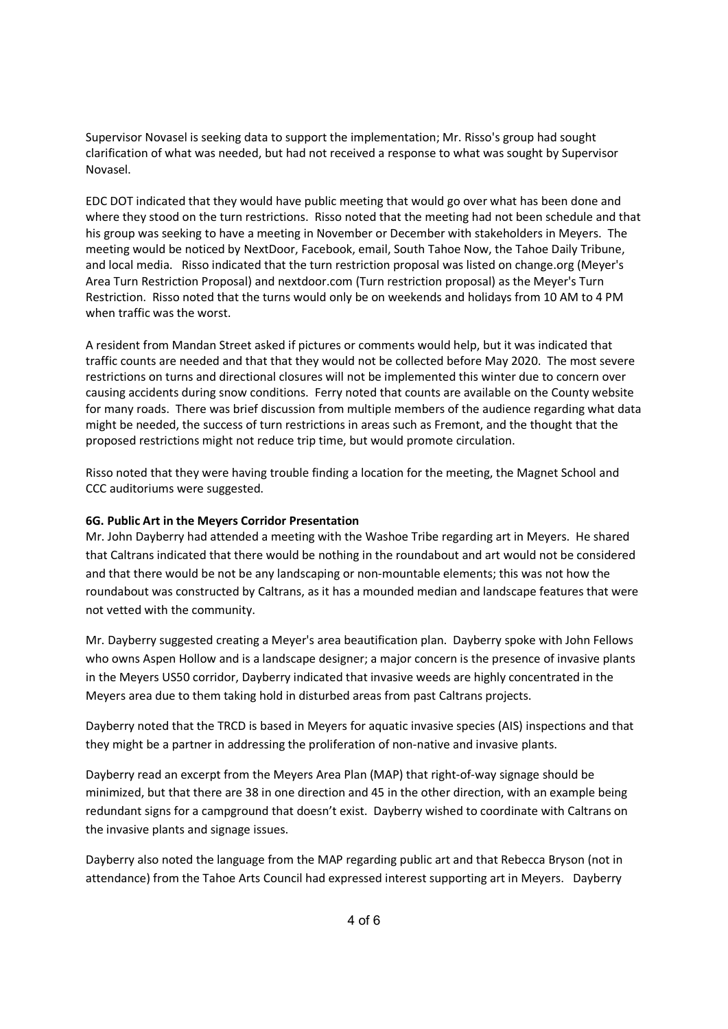Supervisor Novasel is seeking data to support the implementation; Mr. Risso's group had sought clarification of what was needed, but had not received a response to what was sought by Supervisor Novasel.

EDC DOT indicated that they would have public meeting that would go over what has been done and where they stood on the turn restrictions. Risso noted that the meeting had not been schedule and that his group was seeking to have a meeting in November or December with stakeholders in Meyers. The meeting would be noticed by NextDoor, Facebook, email, South Tahoe Now, the Tahoe Daily Tribune, and local media. Risso indicated that the turn restriction proposal was listed on change.org (Meyer's Area Turn Restriction Proposal) and nextdoor.com (Turn restriction proposal) as the Meyer's Turn Restriction. Risso noted that the turns would only be on weekends and holidays from 10 AM to 4 PM when traffic was the worst.

A resident from Mandan Street asked if pictures or comments would help, but it was indicated that traffic counts are needed and that that they would not be collected before May 2020. The most severe restrictions on turns and directional closures will not be implemented this winter due to concern over causing accidents during snow conditions. Ferry noted that counts are available on the County website for many roads. There was brief discussion from multiple members of the audience regarding what data might be needed, the success of turn restrictions in areas such as Fremont, and the thought that the proposed restrictions might not reduce trip time, but would promote circulation.

Risso noted that they were having trouble finding a location for the meeting, the Magnet School and CCC auditoriums were suggested.

**6G. Public Art in the Meyers Corridor Presentation**

Mr. John Dayberry had attended a meeting with the Washoe Tribe regarding art in Meyers. He shared that Caltrans indicated that there would be nothing in the roundabout and art would not be considered and that there would be not be any landscaping or non-mountable elements; this was not how the roundabout was constructed by Caltrans, as it has a mounded median and landscape features that were not vetted with the community.

Mr. Dayberry suggested creating a Meyer's area beautification plan. Dayberry spoke with John Fellows who owns Aspen Hollow and is a landscape designer; a major concern is the presence of invasive plants in the Meyers US50 corridor, Dayberry indicated that invasive weeds are highly concentrated in the Meyers area due to them taking hold in disturbed areas from past Caltrans projects.

Dayberry noted that the TRCD is based in Meyers for aquatic invasive species (AIS) inspections and that they might be a partner in addressing the proliferation of non-native and invasive plants.

Dayberry read an excerpt from the Meyers Area Plan (MAP) that right-of-way signage should be minimized, but that there are 38 in one direction and 45 in the other direction, with an example being redundant signs for a campground that doesn't exist. Dayberry wished to coordinate with Caltrans on the invasive plants and signage issues.

Dayberry also noted the language from the MAP regarding public art and that Rebecca Bryson (not in attendance) from the Tahoe Arts Council had expressed interest supporting art in Meyers. Dayberry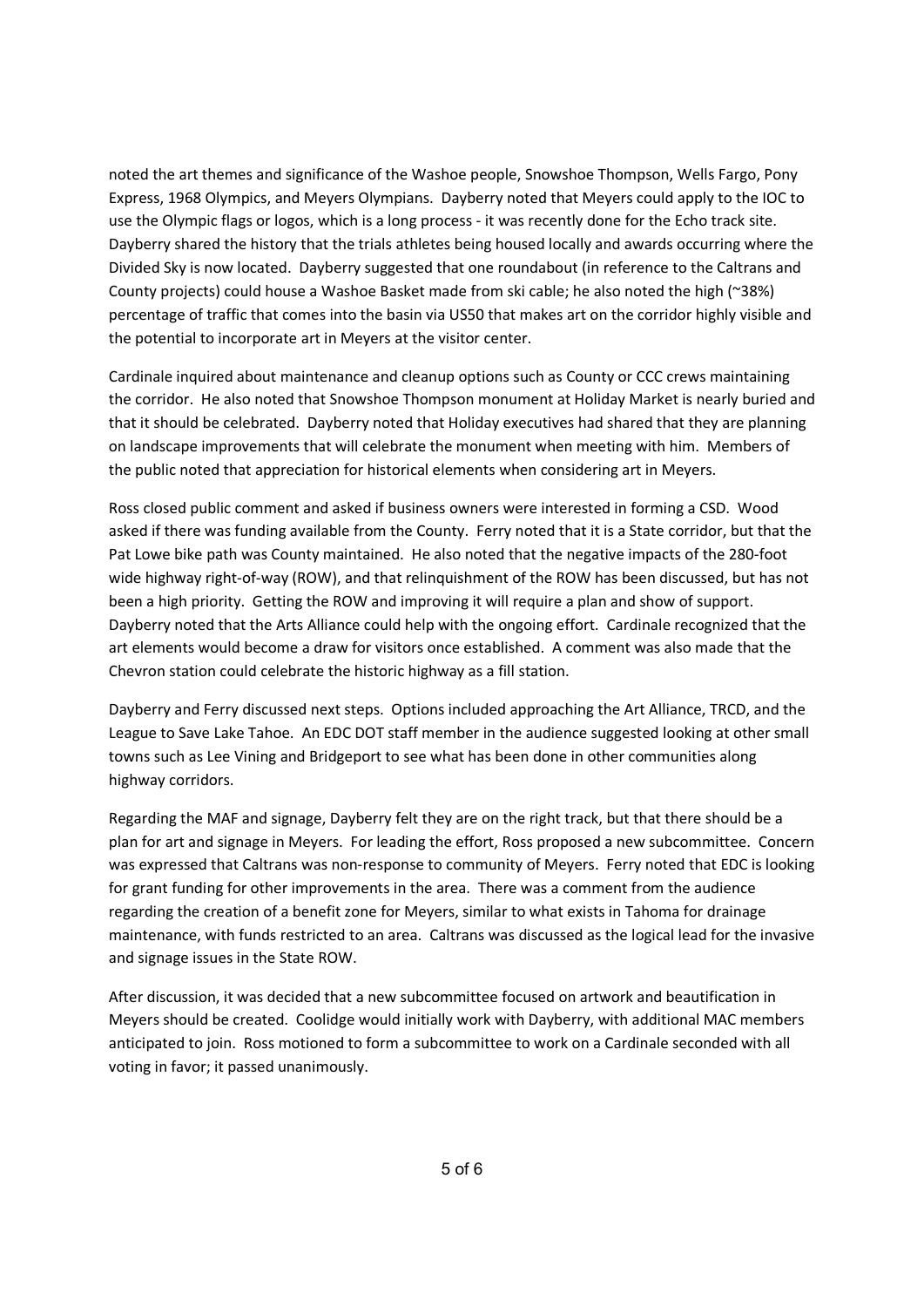noted the art themes and significance of the Washoe people, Snowshoe Thompson, Wells Fargo, Pony Express, 1968 Olympics, and Meyers Olympians. Dayberry noted that Meyers could apply to the IOC to use the Olympic flags or logos, which is a long process - it was recently done for the Echo track site. Dayberry shared the history that the trials athletes being housed locally and awards occurring where the Divided Sky is now located. Dayberry suggested that one roundabout (in reference to the Caltrans and County projects) could house a Washoe Basket made from ski cable; he also noted the high (~38%) percentage of traffic that comes into the basin via US50 that makes art on the corridor highly visible and the potential to incorporate art in Meyers at the visitor center.

Cardinale inquired about maintenance and cleanup options such as County or CCC crews maintaining the corridor. He also noted that Snowshoe Thompson monument at Holiday Market is nearly buried and that it should be celebrated. Dayberry noted that Holiday executives had shared that they are planning on landscape improvements that will celebrate the monument when meeting with him. Members of the public noted that appreciation for historical elements when considering art in Meyers.

Ross closed public comment and asked if business owners were interested in forming a CSD. Wood asked if there was funding available from the County. Ferry noted that it is a State corridor, but that the Pat Lowe bike path was County maintained. He also noted that the negative impacts of the 280-foot wide highway right-of-way (ROW), and that relinquishment of the ROW has been discussed, but has not been a high priority. Getting the ROW and improving it will require a plan and show of support. Dayberry noted that the Arts Alliance could help with the ongoing effort. Cardinale recognized that the art elements would become a draw for visitors once established. A comment was also made that the Chevron station could celebrate the historic highway as a fill station.

Dayberry and Ferry discussed next steps. Options included approaching the Art Alliance, TRCD, and the League to Save Lake Tahoe. An EDC DOT staff member in the audience suggested looking at other small towns such as Lee Vining and Bridgeport to see what has been done in other communities along highway corridors.

Regarding the MAF and signage, Dayberry felt they are on the right track, but that there should be a plan for art and signage in Meyers. For leading the effort, Ross proposed a new subcommittee. Concern was expressed that Caltrans was non-response to community of Meyers. Ferry noted that EDC is looking for grant funding for other improvements in the area. There was a comment from the audience regarding the creation of a benefit zone for Meyers, similar to what exists in Tahoma for drainage maintenance, with funds restricted to an area. Caltrans was discussed as the logical lead for the invasive and signage issues in the State ROW.

After discussion, it was decided that a new subcommittee focused on artwork and beautification in Meyers should be created. Coolidge would initially work with Dayberry, with additional MAC members anticipated to join. Ross motioned to form a subcommittee to work on a Cardinale seconded with all voting in favor; it passed unanimously.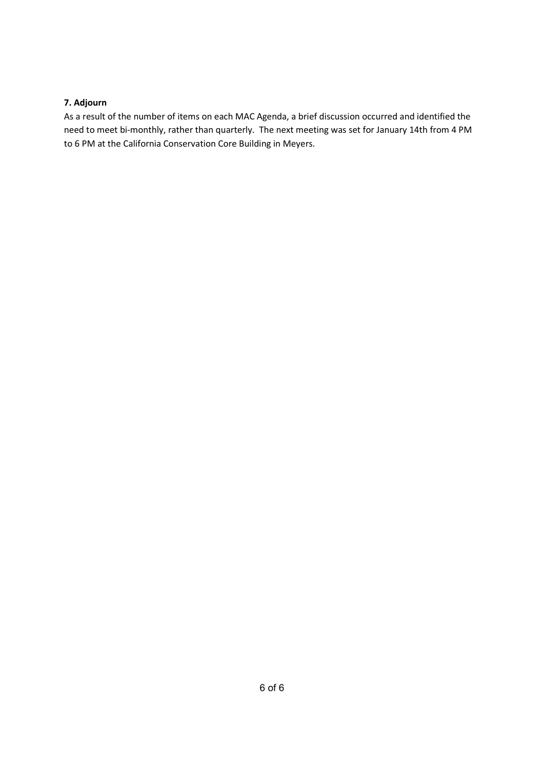**7. Adjourn**

As a result of the number of items on each MAC Agenda, a brief discussion occurred and identified the need to meet bi-monthly, rather than quarterly. The next meeting was set for January 14th from 4 PM to 6 PM at the California Conservation Core Building in Meyers.